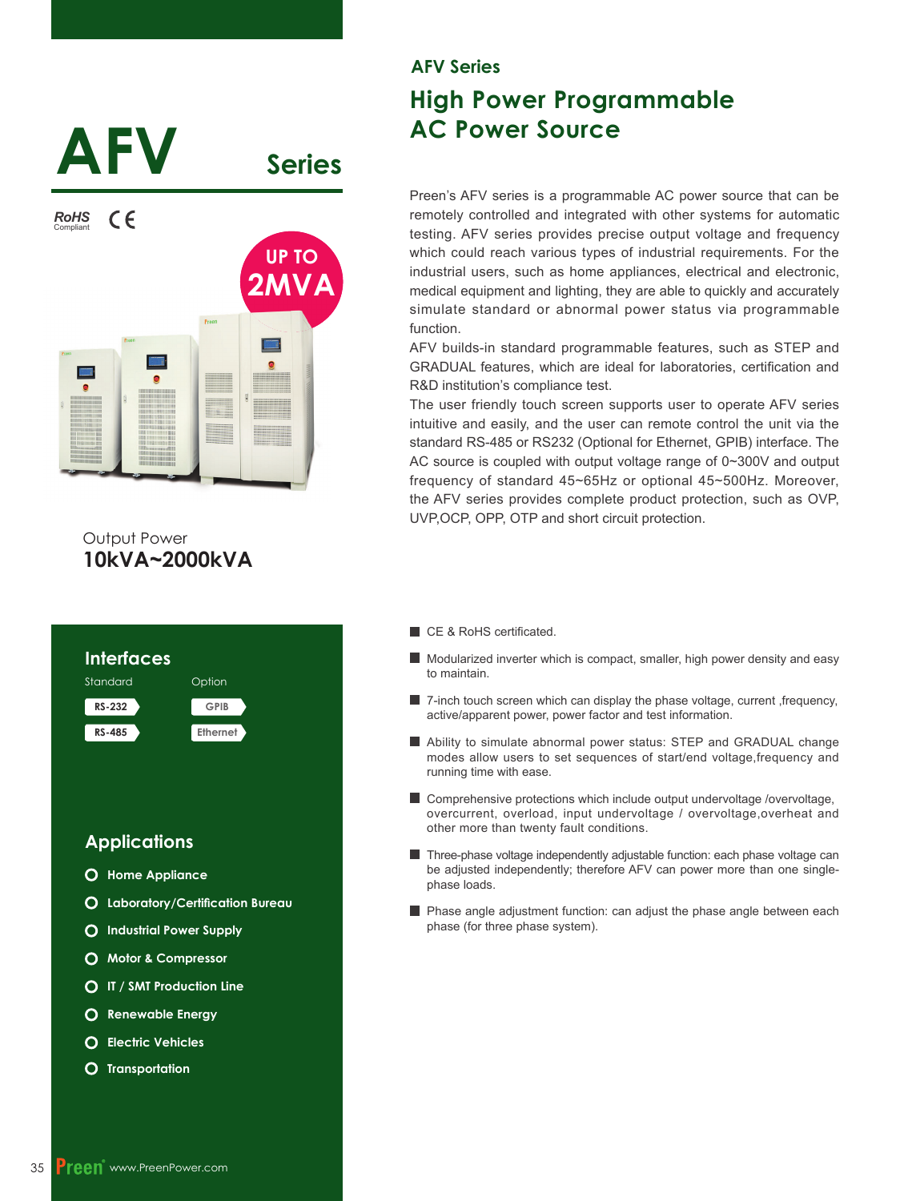# AFV Series

RoHS Compliant CE

UP TO 2MVA

Output Power
**10kVA~2000kVA**

## AFV Series

## High Power Programmable AC Power Source

Preen's AFV series is a programmable AC power source that can be remotely controlled and integrated with other systems for automatic testing. AFV series provides precise output voltage and frequency which could reach various types of industrial requirements. For the industrial users, such as home appliances, electrical and electronic, medical equipment and lighting, they are able to quickly and accurately simulate standard or abnormal power status via programmable function.

AFV builds-in standard programmable features, such as STEP and GRADUAL features, which are ideal for laboratories, certification and R&D institution's compliance test.

The user friendly touch screen supports user to operate AFV series intuitive and easily, and the user can remote control the unit via the standard RS-485 or RS232 (Optional for Ethernet, GPIB) interface. The AC source is coupled with output voltage range of 0~300V and output frequency of standard 45~65Hz or optional 45~500Hz. Moreover, the AFV series provides complete product protection, such as OVP, UVP,OCP, OPP, OTP and short circuit protection.

### Interfaces

| Standard | Option |
| --- | --- |
| RS-232 | GPIB |
| RS-485 | Ethernet |

### Applications

- Home Appliance
- Laboratory/Certification Bureau
- Industrial Power Supply
- Motor & Compressor
- IT / SMT Production Line
- Renewable Energy
- Electric Vehicles
- Transportation

- CE & RoHS certificated.
- Modularized inverter which is compact, smaller, high power density and easy to maintain.
- 7-inch touch screen which can display the phase voltage, current ,frequency, active/apparent power, power factor and test information.
- Ability to simulate abnormal power status: STEP and GRADUAL change modes allow users to set sequences of start/end voltage,frequency and running time with ease.
- Comprehensive protections which include output undervoltage /overvoltage, overcurrent, overload, input undervoltage / overvoltage,overheat and other more than twenty fault conditions.
- Three-phase voltage independently adjustable function: each phase voltage can be adjusted independently; therefore AFV can power more than one single-phase loads.
- Phase angle adjustment function: can adjust the phase angle between each phase (for three phase system).

Preen www.PreenPower.com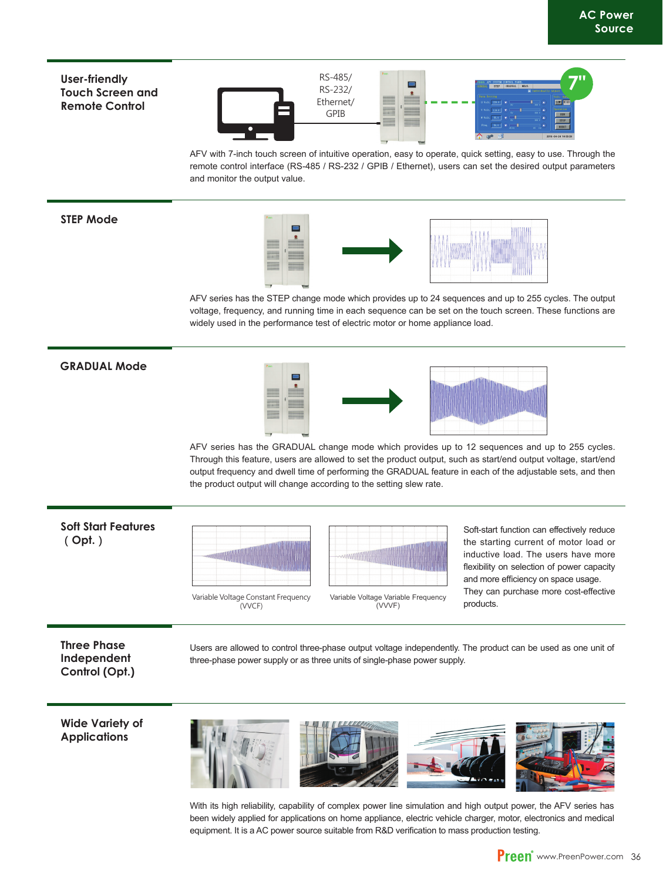## User-friendly Touch Screen and Remote Control

RS-485/
RS-232/
Ethernet/
GPIB

AFV with 7-inch touch screen of intuitive operation, easy to operate, quick setting, easy to use. Through the remote control interface (RS-485 / RS-232 / GPIB / Ethernet), users can set the desired output parameters and monitor the output value.

## STEP Mode

AFV series has the STEP change mode which provides up to 24 sequences and up to 255 cycles. The output voltage, frequency, and running time in each sequence can be set on the touch screen. These functions are widely used in the performance test of electric motor or home appliance load.

## GRADUAL Mode

AFV series has the GRADUAL change mode which provides up to 12 sequences and up to 255 cycles. Through this feature, users are allowed to set the product output, such as start/end output voltage, start/end output frequency and dwell time of performing the GRADUAL feature in each of the adjustable sets, and then the product output will change according to the setting slew rate.

## Soft Start Features ( Opt. )

Variable Voltage Constant Frequency (VVCF)

Variable Voltage Variable Frequency (VVVF)

Soft-start function can effectively reduce the starting current of motor load or inductive load. The users have more flexibility on selection of power capacity and more efficiency on space usage. They can purchase more cost-effective products.

## Three Phase Independent Control (Opt.)

Users are allowed to control three-phase output voltage independently. The product can be used as one unit of three-phase power supply or as three units of single-phase power supply.

## Wide Variety of Applications

With its high reliability, capability of complex power line simulation and high output power, the AFV series has been widely applied for applications on home appliance, electric vehicle charger, motor, electronics and medical equipment. It is a AC power source suitable from R&D verification to mass production testing.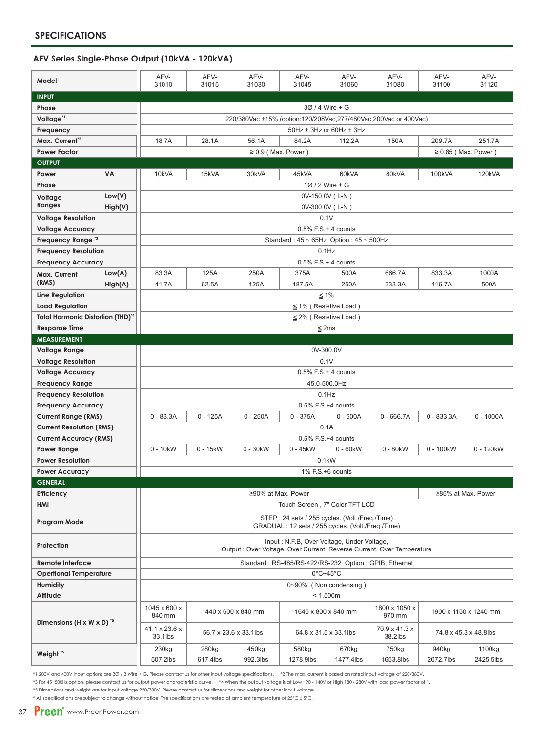## SPECIFICATIONS

### AFV Series Single-Phase Output (10kVA - 120kVA)

| Model | | AFV-31010 | AFV-31015 | AFV-31030 | AFV-31045 | AFV-31060 | AFV-31080 | AFV-31100 | AFV-31120 |
|---|---|---|---|---|---|---|---|---|---|
| **INPUT** | | | | | | | | | |
| Phase | | 3Ø / 4 Wire + G | | | | | | | |
| Voltage[*1] | | 220/380Vac ±15% (option:120/208Vac,277/480Vac,200Vac or 400Vac) | | | | | | | |
| Frequency | | 50Hz ± 3Hz or 60Hz ± 3Hz | | | | | | | |
| Max. Current[*2] | | 18.7A | 28.1A | 56.1A | 84.2A | 112.2A | 150A | 209.7A | 251.7A |
| Power Factor | | ≥ 0.9 ( Max. Power ) | | | | | | ≥ 0.85 ( Max. Power ) | |
| **OUTPUT** | | | | | | | | | |
| Power | VA | 10kVA | 15kVA | 30kVA | 45kVA | 60kVA | 80kVA | 100kVA | 120kVA |
| Phase | | 1Ø / 2 Wire + G | | | | | | | |
| Voltage Ranges | Low(V) | 0V-150.0V ( L-N ) | | | | | | | |
| | High(V) | 0V-300.0V ( L-N ) | | | | | | | |
| Voltage Resolution | | 0.1V | | | | | | | |
| Voltage Accuracy | | 0.5% F.S.+ 4 counts | | | | | | | |
| Frequency Range[*3] | | Standard : 45 ~ 65Hz Option : 45 ~ 500Hz | | | | | | | |
| Frequency Resolution | | 0.1Hz | | | | | | | |
| Frequency Accuracy | | 0.5% F.S.+ 4 counts | | | | | | | |
| Max. Current (RMS) | Low(A) | 83.3A | 125A | 250A | 375A | 500A | 666.7A | 833.3A | 1000A |
| | High(A) | 41.7A | 62.5A | 125A | 187.5A | 250A | 333.3A | 416.7A | 500A |
| Line Regulation | | ≦1% | | | | | | | |
| Load Regulation | | ≦1% ( Resistive Load ) | | | | | | | |
| Total Harmonic Distortion (THD)[*4] | | ≦2% ( Resistive Load ) | | | | | | | |
| Response Time | | ≦2ms | | | | | | | |
| **MEASUREMENT** | | | | | | | | | |
| Voltage Range | | 0V-300.0V | | | | | | | |
| Voltage Resolution | | 0.1V | | | | | | | |
| Voltage Accuracy | | 0.5% F.S.+ 4 counts | | | | | | | |
| Frequency Range | | 45.0-500.0Hz | | | | | | | |
| Frequency Resolution | | 0.1Hz | | | | | | | |
| Frequency Accuracy | | 0.5% F.S.+4 counts | | | | | | | |
| Current Range (RMS) | | 0 - 83.3A | 0 - 125A | 0 - 250A | 0 - 375A | 0 - 500A | 0 - 666.7A | 0 - 833.3A | 0 - 1000A |
| Current Resolution (RMS) | | 0.1A | | | | | | | |
| Current Accuracy (RMS) | | 0.5% F.S.+4 counts | | | | | | | |
| Power Range | | 0 - 10kW | 0 - 15kW | 0 - 30kW | 0 - 45kW | 0 - 60kW | 0 - 80kW | 0 - 100kW | 0 - 120kW |
| Power Resolution | | 0.1kW | | | | | | | |
| Power Accuracy | | 1% F.S.+6 counts | | | | | | | |
| **GENERAL** | | | | | | | | | |
| Efficiency | | ≥90% at Max. Power | | | | | | ≥85% at Max. Power | |
| HMI | | Touch Screen , 7" Color TFT LCD | | | | | | | |
| Program Mode | | STEP : 24 sets / 255 cycles. (Volt./Freq./Time) GRADUAL : 12 sets / 255 cycles. (Volt./Freq./Time) | | | | | | | |
| Protection | | Input : N.F.B, Over Voltage, Under Voltage, Output : Over Voltage, Over Current, Reverse Current, Over Temperature | | | | | | | |
| Remote Interface | | Standard : RS-485/RS-422/RS-232 Option : GPIB, Ethernet | | | | | | | |
| Opertional Temperature | | 0°C~45°C | | | | | | | |
| Humidity | | 0~90% ( Non condensing ) | | | | | | | |
| Altitude | | < 1,500m | | | | | | | |
| Dimensions (H x W x D)[*5] | | 1045 x 600 x 840 mm | 1440 x 600 x 840 mm | | 1645 x 800 x 840 mm | | 1800 x 1050 x 970 mm | 1900 x 1150 x 1240 mm | |
| | | 41.1 x 23.6 x 33.1lbs | 56.7 x 23.6 x 33.1lbs | | 64.8 x 31.5 x 33.1lbs | | 70.9 x 41.3 x 38.2lbs | 74.8 x 45.3 x 48.8lbs | |
| Weight[*5] | | 230kg | 280kg | 450kg | 580kg | 670kg | 750kg | 940kg | 1100kg |
| | | 507.2lbs | 617.4lbs | 992.3lbs | 1278.9lbs | 1477.4lbs | 1653.8lbs | 2072.7lbs | 2425.5lbs |

*1 200V and 400V input options are 3Ø / 3 Wire + G. Please contact us for other input voltage specifications. *2 The max. current is based on rated input voltage of 220/380V.
*3 For 45~500Hz option, please contact us for output power characteristic curve. *4 When the output voltage is at Low : 90 - 140V or High 180 - 280V with load power factor of 1.
*5 Dimensions and weight are for input voltage 220/380V. Please contact us for dimensions and weight for other input voltage.
* All specifications are subject to change without notice. The specifications are tested at ambient temperature of 25°C ± 5°C.

Preen www.PreenPower.com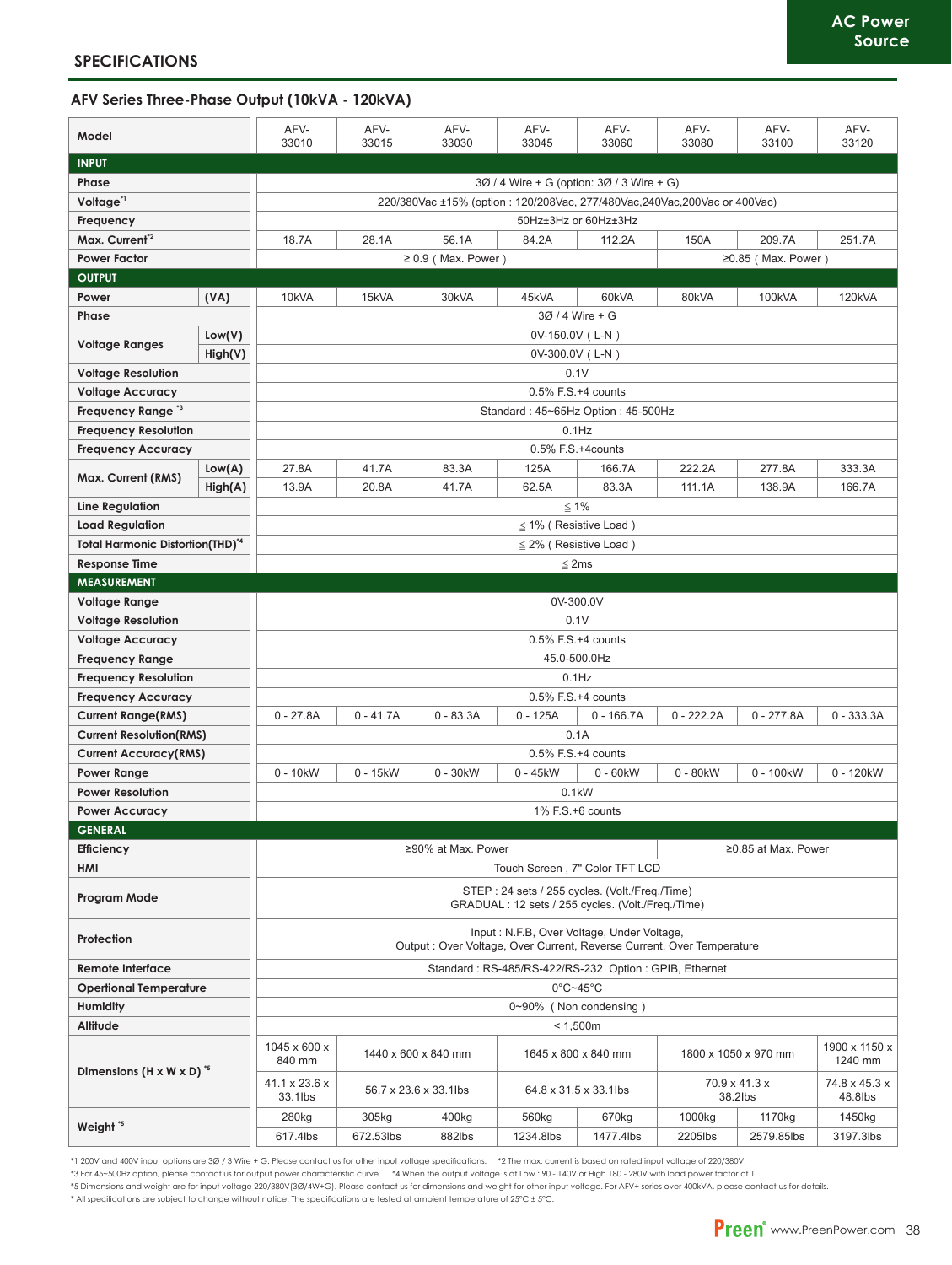## SPECIFICATIONS

### AFV Series Three-Phase Output (10kVA - 120kVA)

| Model | | AFV-33010 | AFV-33015 | AFV-33030 | AFV-33045 | AFV-33060 | AFV-33080 | AFV-33100 | AFV-33120 |
|---|---|---|---|---|---|---|---|---|---|
| **INPUT** | | | | | | | | | |
| Phase | | 3Ø / 4 Wire + G (option: 3Ø / 3 Wire + G) | | | | | | | |
| Voltage[*1] | | 220/380Vac ±15% (option : 120/208Vac, 277/480Vac,240Vac,200Vac or 400Vac) | | | | | | | |
| Frequency | | 50Hz±3Hz or 60Hz±3Hz | | | | | | | |
| Max. Current[*2] | | 18.7A | 28.1A | 56.1A | 84.2A | 112.2A | 150A | 209.7A | 251.7A |
| Power Factor | | ≥ 0.9 ( Max. Power ) | | | | | ≥0.85 ( Max. Power ) | | |
| **OUTPUT** | | | | | | | | | |
| Power | (VA) | 10kVA | 15kVA | 30kVA | 45kVA | 60kVA | 80kVA | 100kVA | 120kVA |
| Phase | | 3Ø / 4 Wire + G | | | | | | | |
| Voltage Ranges | Low(V) | 0V-150.0V ( L-N ) | | | | | | | |
| | High(V) | 0V-300.0V ( L-N ) | | | | | | | |
| Voltage Resolution | | 0.1V | | | | | | | |
| Voltage Accuracy | | 0.5% F.S.+4 counts | | | | | | | |
| Frequency Range [*3] | | Standard : 45~65Hz Option : 45-500Hz | | | | | | | |
| Frequency Resolution | | 0.1Hz | | | | | | | |
| Frequency Accuracy | | 0.5% F.S.+4counts | | | | | | | |
| Max. Current (RMS) | Low(A) | 27.8A | 41.7A | 83.3A | 125A | 166.7A | 222.2A | 277.8A | 333.3A |
| | High(A) | 13.9A | 20.8A | 41.7A | 62.5A | 83.3A | 111.1A | 138.9A | 166.7A |
| Line Regulation | | ≦ 1% | | | | | | | |
| Load Regulation | | ≦ 1% ( Resistive Load ) | | | | | | | |
| Total Harmonic Distortion(THD)[*4] | | ≦ 2% ( Resistive Load ) | | | | | | | |
| Response Time | | ≦ 2ms | | | | | | | |
| **MEASUREMENT** | | | | | | | | | |
| Voltage Range | | 0V-300.0V | | | | | | | |
| Voltage Resolution | | 0.1V | | | | | | | |
| Voltage Accuracy | | 0.5% F.S.+4 counts | | | | | | | |
| Frequency Range | | 45.0-500.0Hz | | | | | | | |
| Frequency Resolution | | 0.1Hz | | | | | | | |
| Frequency Accuracy | | 0.5% F.S.+4 counts | | | | | | | |
| Current Range(RMS) | | 0 - 27.8A | 0 - 41.7A | 0 - 83.3A | 0 - 125A | 0 - 166.7A | 0 - 222.2A | 0 - 277.8A | 0 - 333.3A |
| Current Resolution(RMS) | | 0.1A | | | | | | | |
| Current Accuracy(RMS) | | 0.5% F.S.+4 counts | | | | | | | |
| Power Range | | 0 - 10kW | 0 - 15kW | 0 - 30kW | 0 - 45kW | 0 - 60kW | 0 - 80kW | 0 - 100kW | 0 - 120kW |
| Power Resolution | | 0.1kW | | | | | | | |
| Power Accuracy | | 1% F.S.+6 counts | | | | | | | |
| **GENERAL** | | | | | | | | | |
| Efficiency | | ≥90% at Max. Power | | | | | ≥0.85 at Max. Power | | |
| HMI | | Touch Screen , 7" Color TFT LCD | | | | | | | |
| Program Mode | | STEP : 24 sets / 255 cycles. (Volt./Freq./Time)<br>GRADUAL : 12 sets / 255 cycles. (Volt./Freq./Time) | | | | | | | |
| Protection | | Input : N.F.B, Over Voltage, Under Voltage,<br>Output : Over Voltage, Over Current, Reverse Current, Over Temperature | | | | | | | |
| Remote Interface | | Standard : RS-485/RS-422/RS-232 Option : GPIB, Ethernet | | | | | | | |
| Operational Temperature | | 0°C~45°C | | | | | | | |
| Humidity | | 0~90% ( Non condensing ) | | | | | | | |
| Altitude | | < 1,500m | | | | | | | |
| Dimensions (H x W x D) [*5] | | 1045 x 600 x 840 mm | 1440 x 600 x 840 mm | | 1645 x 800 x 840 mm | | 1800 x 1050 x 970 mm | | 1900 x 1150 x 1240 mm |
| | | 41.1 x 23.6 x 33.1lbs | 56.7 x 23.6 x 33.1lbs | | 64.8 x 31.5 x 33.1lbs | | 70.9 x 41.3 x 38.2lbs | | 74.8 x 45.3 x 48.8lbs |
| Weight [*5] | | 280kg | 305kg | 400kg | 560kg | 670kg | 1000kg | 1170kg | 1450kg |
| | | 617.4lbs | 672.53lbs | 882lbs | 1234.8lbs | 1477.4lbs | 2205lbs | 2579.85lbs | 3197.3lbs |

*1 200V and 400V input options are 3Ø / 3 Wire + G. Please contact us for other input voltage specifications. *2 The max. current is based on rated input voltage of 220/380V.
*3 For 45~500Hz option, please contact us for output power characteristic curve. *4 When the output voltage is at Low : 90 - 140V or High 180 - 280V with load power factor of 1.
*5 Dimensions and weight are for input voltage 220/380V(3Ø/4W+G). Please contact us for dimensions and weight for other input voltage. For AFV+ series over 400kVA, please contact us for details.
* All specifications are subject to change without notice. The specifications are tested at ambient temperature of 25°C ± 5°C.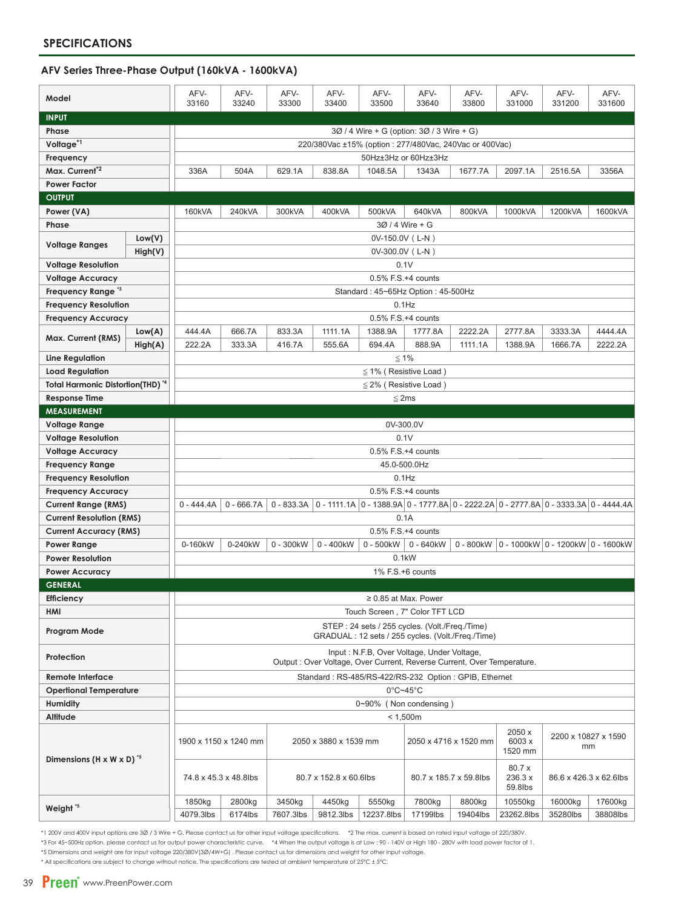## SPECIFICATIONS

### AFV Series Three-Phase Output (160kVA - 1600kVA)

| Model | | AFV-33160 | AFV-33240 | AFV-33300 | AFV-33400 | AFV-33500 | AFV-33640 | AFV-33800 | AFV-331000 | AFV-331200 | AFV-331600 |
|---|---|---|---|---|---|---|---|---|---|---|---|
| **INPUT** | | | | | | | | | | | |
| Phase | | 3Ø / 4 Wire + G (option: 3Ø / 3 Wire + G) | | | | | | | | | |
| Voltage*1 | | 220/380Vac ±15% (option : 277/480Vac, 240Vac or 400Vac) | | | | | | | | | |
| Frequency | | 50Hz±3Hz or 60Hz±3Hz | | | | | | | | | |
| Max. Current*2 | | 336A | 504A | 629.1A | 838.8A | 1048.5A | 1343A | 1677.7A | 2097.1A | 2516.5A | 3356A |
| Power Factor | | | | | | | | | | | |
| **OUTPUT** | | | | | | | | | | | |
| Power (VA) | | 160kVA | 240kVA | 300kVA | 400kVA | 500kVA | 640kVA | 800kVA | 1000kVA | 1200kVA | 1600kVA |
| Phase | | 3Ø / 4 Wire + G | | | | | | | | | |
| Voltage Ranges | Low(V) | 0V-150.0V ( L-N ) | | | | | | | | | |
| | High(V) | 0V-300.0V ( L-N ) | | | | | | | | | |
| Voltage Resolution | | 0.1V | | | | | | | | | |
| Voltage Accuracy | | 0.5% F.S.+4 counts | | | | | | | | | |
| Frequency Range *3 | | Standard : 45~65Hz Option : 45-500Hz | | | | | | | | | |
| Frequency Resolution | | 0.1Hz | | | | | | | | | |
| Frequency Accuracy | | 0.5% F.S.+4 counts | | | | | | | | | |
| Max. Current (RMS) | Low(A) | 444.4A | 666.7A | 833.3A | 1111.1A | 1388.9A | 1777.8A | 2222.2A | 2777.8A | 3333.3A | 4444.4A |
| | High(A) | 222.2A | 333.3A | 416.7A | 555.6A | 694.4A | 888.9A | 1111.1A | 1388.9A | 1666.7A | 2222.2A |
| Line Regulation | | ≦ 1% | | | | | | | | | |
| Load Regulation | | ≦ 1% ( Resistive Load ) | | | | | | | | | |
| Total Harmonic Distortion(THD) *4 | | ≦ 2% ( Resistive Load ) | | | | | | | | | |
| Response Time | | ≦ 2ms | | | | | | | | | |
| **MEASUREMENT** | | | | | | | | | | | |
| Voltage Range | | 0V-300.0V | | | | | | | | | |
| Voltage Resolution | | 0.1V | | | | | | | | | |
| Voltage Accuracy | | 0.5% F.S.+4 counts | | | | | | | | | |
| Frequency Range | | 45.0-500.0Hz | | | | | | | | | |
| Frequency Resolution | | 0.1Hz | | | | | | | | | |
| Frequency Accuracy | | 0.5% F.S.+4 counts | | | | | | | | | |
| Current Range (RMS) | | 0 - 444.4A | 0 - 666.7A | 0 - 833.3A | 0 - 1111.1A | 0 - 1388.9A | 0 - 1777.8A | 0 - 2222.2A | 0 - 2777.8A | 0 - 3333.3A | 0 - 4444.4A |
| Current Resolution (RMS) | | 0.1A | | | | | | | | | |
| Current Accuracy (RMS) | | 0.5% F.S.+4 counts | | | | | | | | | |
| Power Range | | 0-160kW | 0-240kW | 0 - 300kW | 0 - 400kW | 0 - 500kW | 0 - 640kW | 0 - 800kW | 0 - 1000kW | 0 - 1200kW | 0 - 1600kW |
| Power Resolution | | 0.1kW | | | | | | | | | |
| Power Accuracy | | 1% F.S.+6 counts | | | | | | | | | |
| **GENERAL** | | | | | | | | | | | |
| Efficiency | | ≥ 0.85 at Max. Power | | | | | | | | | |
| HMI | | Touch Screen , 7" Color TFT LCD | | | | | | | | | |
| Program Mode | | STEP : 24 sets / 255 cycles. (Volt./Freq./Time) GRADUAL : 12 sets / 255 cycles. (Volt./Freq./Time) | | | | | | | | | |
| Protection | | Input : N.F.B, Over Voltage, Under Voltage, Output : Over Voltage, Over Current, Reverse Current, Over Temperature. | | | | | | | | | |
| Remote Interface | | Standard : RS-485/RS-422/RS-232 Option : GPIB, Ethernet | | | | | | | | | |
| Operational Temperature | | 0°C~45°C | | | | | | | | | |
| Humidity | | 0~90% ( Non condensing ) | | | | | | | | | |
| Altitude | | < 1,500m | | | | | | | | | |
| Dimensions (H x W x D) *5 | | 1900 x 1150 x 1240 mm | | 2050 x 3880 x 1539 mm | | | 2050 x 4716 x 1520 mm | | 2050 x 6003 x 1520 mm | 2200 x 10827 x 1590 mm | |
| | | 74.8 x 45.3 x 48.8lbs | | 80.7 x 152.8 x 60.6lbs | | | 80.7 x 185.7 x 59.8lbs | | 80.7 x 236.3 x 59.8lbs | 86.6 x 426.3 x 62.6lbs | |
| Weight *5 | | 1850kg | 2800kg | 3450kg | 4450kg | 5550kg | 7800kg | 8800kg | 10550kg | 16000kg | 17600kg |
| | | 4079.3lbs | 6174lbs | 7607.3lbs | 9812.3lbs | 12237.8lbs | 17199lbs | 19404lbs | 23262.8lbs | 35280lbs | 38808lbs |

*1 200V and 400V input options are 3Ø / 3 Wire + G. Please contact us for other input voltage specifications. *2 The max. current is based on rated input voltage of 220/380V.
*3 For 45~500Hz option, please contact us for output power characteristic curve. *4 When the output voltage is at Low : 90 - 140V or High 180 - 280V with load power factor of 1.
*5 Dimensions and weight are for input voltage 220/380V(3Ø/4W+G) . Please contact us for dimensions and weight for other input voltage.
* All specifications are subject to change without notice. The specifications are tested at ambient temperature of 25°C ± 5°C.

Preen www.PreenPower.com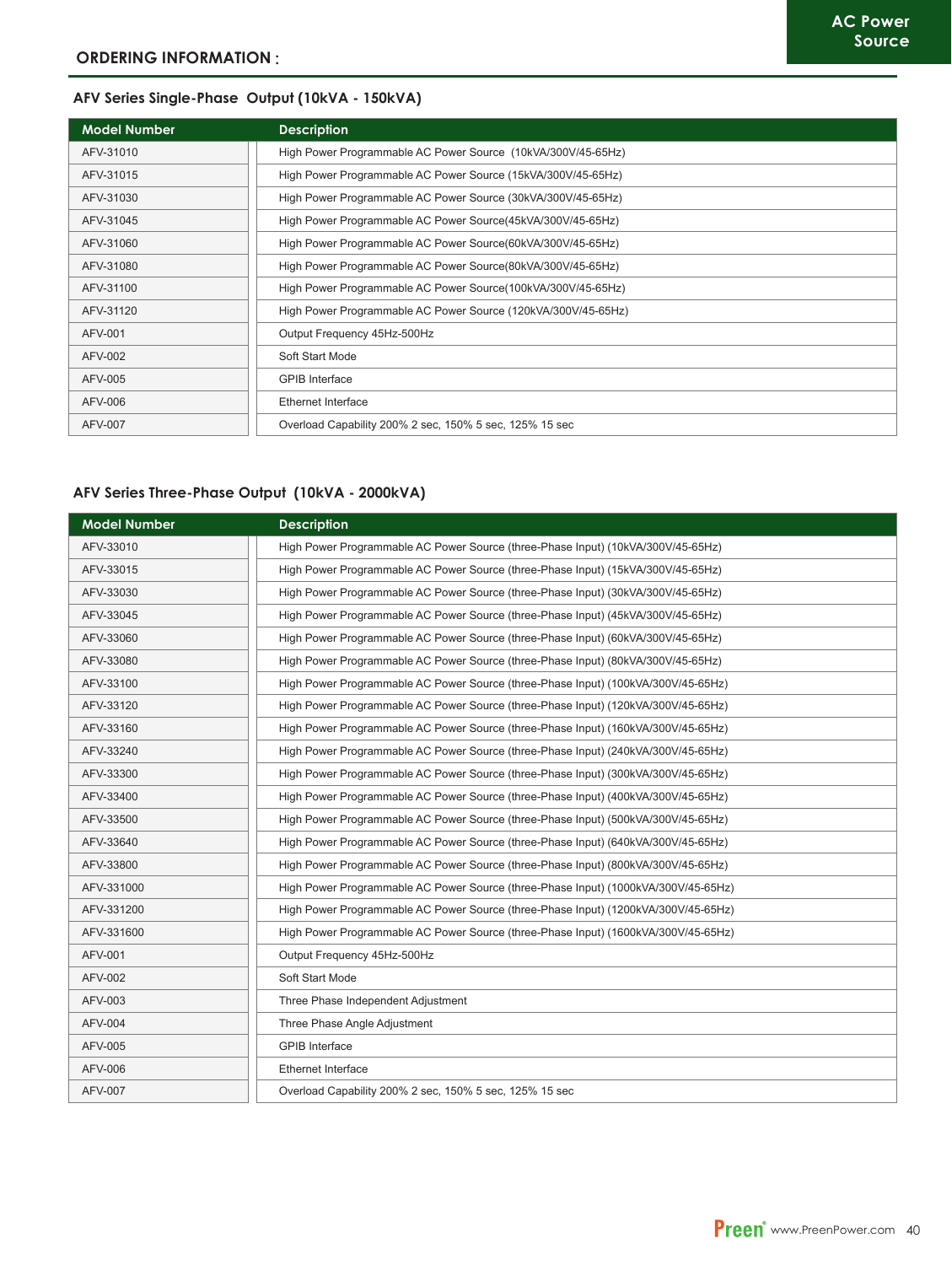## ORDERING INFORMATION :

### AFV Series Single-Phase Output (10kVA - 150kVA)

| Model Number | Description |
|---|---|
| AFV-31010 | High Power Programmable AC Power Source (10kVA/300V/45-65Hz) |
| AFV-31015 | High Power Programmable AC Power Source (15kVA/300V/45-65Hz) |
| AFV-31030 | High Power Programmable AC Power Source (30kVA/300V/45-65Hz) |
| AFV-31045 | High Power Programmable AC Power Source(45kVA/300V/45-65Hz) |
| AFV-31060 | High Power Programmable AC Power Source(60kVA/300V/45-65Hz) |
| AFV-31080 | High Power Programmable AC Power Source(80kVA/300V/45-65Hz) |
| AFV-31100 | High Power Programmable AC Power Source(100kVA/300V/45-65Hz) |
| AFV-31120 | High Power Programmable AC Power Source (120kVA/300V/45-65Hz) |
| AFV-001 | Output Frequency 45Hz-500Hz |
| AFV-002 | Soft Start Mode |
| AFV-005 | GPIB Interface |
| AFV-006 | Ethernet Interface |
| AFV-007 | Overload Capability 200% 2 sec, 150% 5 sec, 125% 15 sec |

### AFV Series Three-Phase Output (10kVA - 2000kVA)

| Model Number | Description |
|---|---|
| AFV-33010 | High Power Programmable AC Power Source (three-Phase Input) (10kVA/300V/45-65Hz) |
| AFV-33015 | High Power Programmable AC Power Source (three-Phase Input) (15kVA/300V/45-65Hz) |
| AFV-33030 | High Power Programmable AC Power Source (three-Phase Input) (30kVA/300V/45-65Hz) |
| AFV-33045 | High Power Programmable AC Power Source (three-Phase Input) (45kVA/300V/45-65Hz) |
| AFV-33060 | High Power Programmable AC Power Source (three-Phase Input) (60kVA/300V/45-65Hz) |
| AFV-33080 | High Power Programmable AC Power Source (three-Phase Input) (80kVA/300V/45-65Hz) |
| AFV-33100 | High Power Programmable AC Power Source (three-Phase Input) (100kVA/300V/45-65Hz) |
| AFV-33120 | High Power Programmable AC Power Source (three-Phase Input) (120kVA/300V/45-65Hz) |
| AFV-33160 | High Power Programmable AC Power Source (three-Phase Input) (160kVA/300V/45-65Hz) |
| AFV-33240 | High Power Programmable AC Power Source (three-Phase Input) (240kVA/300V/45-65Hz) |
| AFV-33300 | High Power Programmable AC Power Source (three-Phase Input) (300kVA/300V/45-65Hz) |
| AFV-33400 | High Power Programmable AC Power Source (three-Phase Input) (400kVA/300V/45-65Hz) |
| AFV-33500 | High Power Programmable AC Power Source (three-Phase Input) (500kVA/300V/45-65Hz) |
| AFV-33640 | High Power Programmable AC Power Source (three-Phase Input) (640kVA/300V/45-65Hz) |
| AFV-33800 | High Power Programmable AC Power Source (three-Phase Input) (800kVA/300V/45-65Hz) |
| AFV-331000 | High Power Programmable AC Power Source (three-Phase Input) (1000kVA/300V/45-65Hz) |
| AFV-331200 | High Power Programmable AC Power Source (three-Phase Input) (1200kVA/300V/45-65Hz) |
| AFV-331600 | High Power Programmable AC Power Source (three-Phase Input) (1600kVA/300V/45-65Hz) |
| AFV-001 | Output Frequency 45Hz-500Hz |
| AFV-002 | Soft Start Mode |
| AFV-003 | Three Phase Independent Adjustment |
| AFV-004 | Three Phase Angle Adjustment |
| AFV-005 | GPIB Interface |
| AFV-006 | Ethernet Interface |
| AFV-007 | Overload Capability 200% 2 sec, 150% 5 sec, 125% 15 sec |